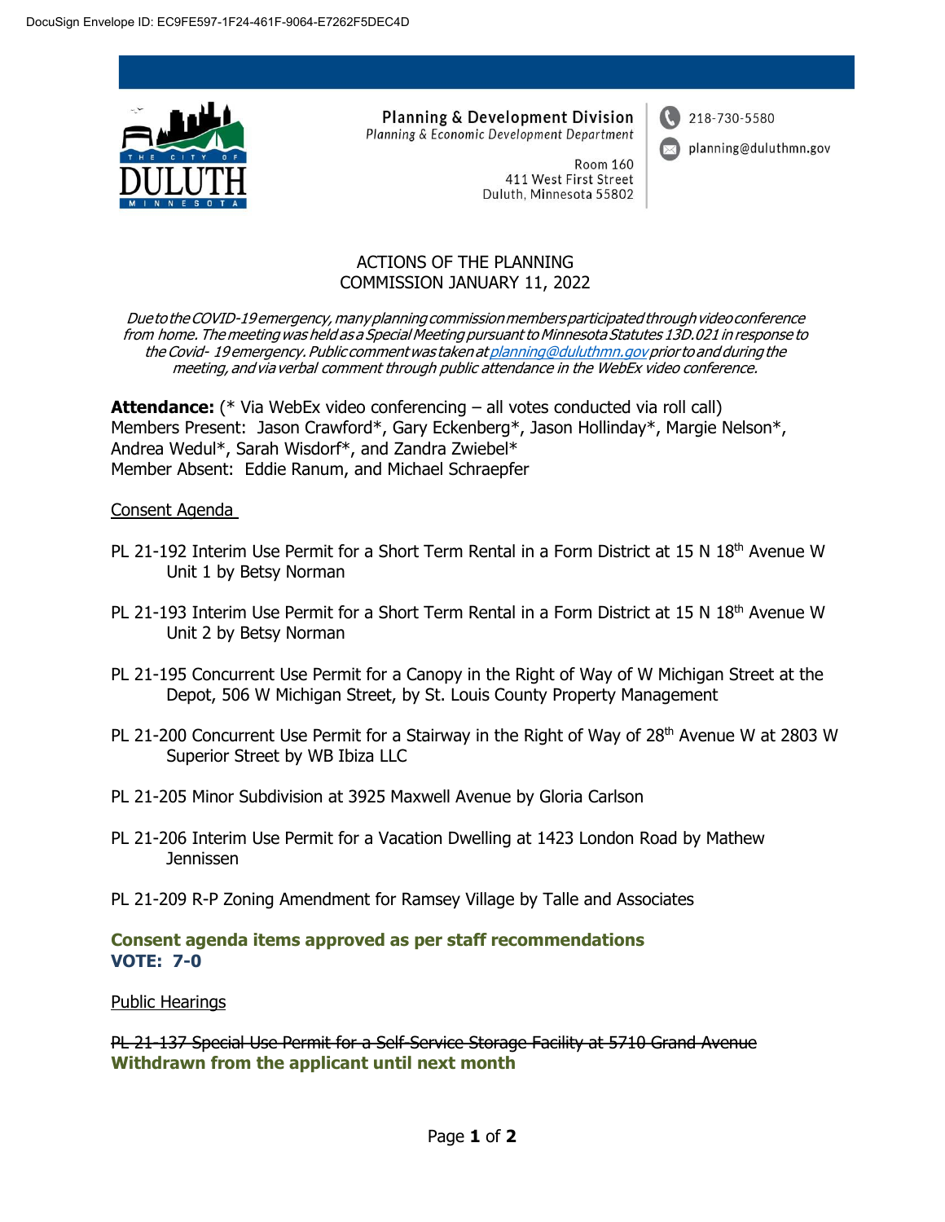DocuSign Envelope ID: EC9FE597-1F24-461F-9064-E7262F5DEC4D

**Planning & Development Division**
*Planning & Economic Development Department*

Room 160
411 West First Street
Duluth, Minnesota 55802

218-730-5580
planning@duluthmn.gov

# ACTIONS OF THE PLANNING COMMISSION JANUARY 11, 2022

*Due to the COVID-19 emergency, many planning commission members participated through video conference from home. The meeting was held as a Special Meeting pursuant to Minnesota Statutes 13D.021 in response to the Covid- 19 emergency. Public comment was taken at planning@duluthmn.gov prior to and during the meeting, and via verbal comment through public attendance in the WebEx video conference.*

**Attendance:** (* Via WebEx video conferencing – all votes conducted via roll call)
Members Present: Jason Crawford*, Gary Eckenberg*, Jason Hollinday*, Margie Nelson*, Andrea Wedul*, Sarah Wisdorf*, and Zandra Zwiebel*
Member Absent: Eddie Ranum, and Michael Schraepfer

## Consent Agenda

PL 21-192 Interim Use Permit for a Short Term Rental in a Form District at 15 N 18th Avenue W Unit 1 by Betsy Norman

PL 21-193 Interim Use Permit for a Short Term Rental in a Form District at 15 N 18th Avenue W Unit 2 by Betsy Norman

PL 21-195 Concurrent Use Permit for a Canopy in the Right of Way of W Michigan Street at the Depot, 506 W Michigan Street, by St. Louis County Property Management

PL 21-200 Concurrent Use Permit for a Stairway in the Right of Way of 28th Avenue W at 2803 W Superior Street by WB Ibiza LLC

PL 21-205 Minor Subdivision at 3925 Maxwell Avenue by Gloria Carlson

PL 21-206 Interim Use Permit for a Vacation Dwelling at 1423 London Road by Mathew Jennissen

PL 21-209 R-P Zoning Amendment for Ramsey Village by Talle and Associates

**Consent agenda items approved as per staff recommendations**
**VOTE: 7-0**

## Public Hearings

~~PL 21-137 Special Use Permit for a Self-Service Storage Facility at 5710 Grand Avenue~~
**Withdrawn from the applicant until next month**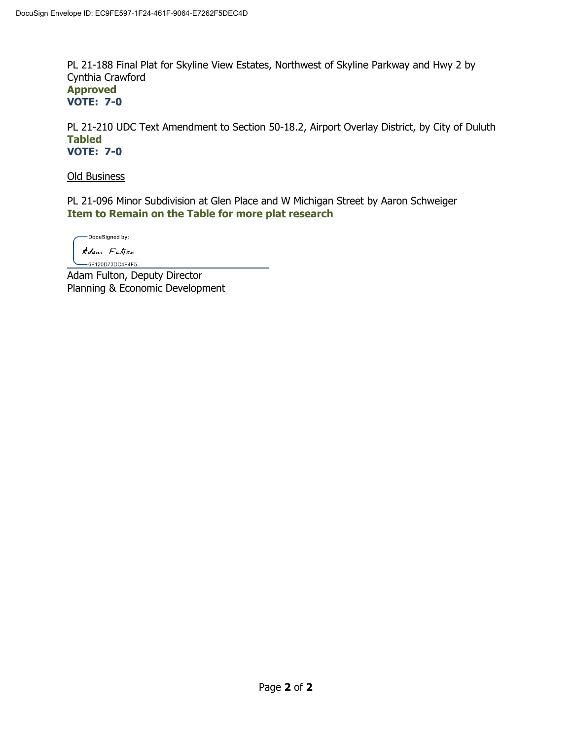PL 21-188 Final Plat for Skyline View Estates, Northwest of Skyline Parkway and Hwy 2 by Cynthia Crawford
**Approved**
**VOTE: 7-0**

PL 21-210 UDC Text Amendment to Section 50-18.2, Airport Overlay District, by City of Duluth
**Tabled**
**VOTE: 7-0**

Old Business

PL 21-096 Minor Subdivision at Glen Place and W Michigan Street by Aaron Schweiger
**Item to Remain on the Table for more plat research**

DocuSigned by:
Adam Fulton
6F120D73DC4F4F5...

Adam Fulton, Deputy Director
Planning & Economic Development